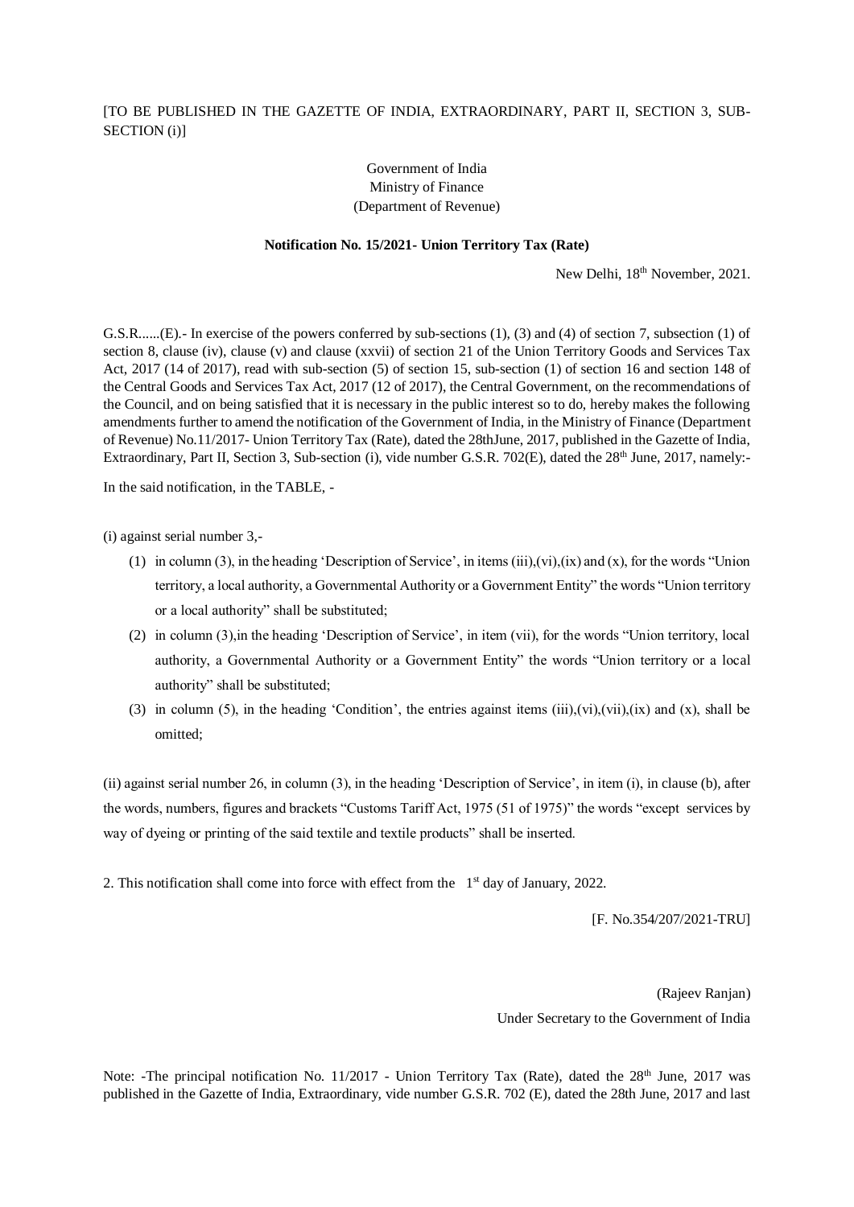[TO BE PUBLISHED IN THE GAZETTE OF INDIA, EXTRAORDINARY, PART II, SECTION 3, SUB-SECTION (i)]

Government of India
Ministry of Finance
(Department of Revenue)

**Notification No. 15/2021- Union Territory Tax (Rate)**

New Delhi, 18th November, 2021.

G.S.R......(E).- In exercise of the powers conferred by sub-sections (1), (3) and (4) of section 7, subsection (1) of section 8, clause (iv), clause (v) and clause (xxvii) of section 21 of the Union Territory Goods and Services Tax Act, 2017 (14 of 2017), read with sub-section (5) of section 15, sub-section (1) of section 16 and section 148 of the Central Goods and Services Tax Act, 2017 (12 of 2017), the Central Government, on the recommendations of the Council, and on being satisfied that it is necessary in the public interest so to do, hereby makes the following amendments further to amend the notification of the Government of India, in the Ministry of Finance (Department of Revenue) No.11/2017- Union Territory Tax (Rate), dated the 28thJune, 2017, published in the Gazette of India, Extraordinary, Part II, Section 3, Sub-section (i), vide number G.S.R. 702(E), dated the 28th June, 2017, namely:-

In the said notification, in the TABLE, -

(i) against serial number 3,-

(1) in column (3), in the heading 'Description of Service', in items (iii),(vi),(ix) and (x), for the words "Union territory, a local authority, a Governmental Authority or a Government Entity" the words "Union territory or a local authority" shall be substituted;

(2) in column (3),in the heading 'Description of Service', in item (vii), for the words "Union territory, local authority, a Governmental Authority or a Government Entity" the words "Union territory or a local authority" shall be substituted;

(3) in column (5), in the heading 'Condition', the entries against items (iii),(vi),(vii),(ix) and (x), shall be omitted;

(ii) against serial number 26, in column (3), in the heading 'Description of Service', in item (i), in clause (b), after the words, numbers, figures and brackets "Customs Tariff Act, 1975 (51 of 1975)" the words "except services by way of dyeing or printing of the said textile and textile products" shall be inserted.

2. This notification shall come into force with effect from the 1st day of January, 2022.

[F. No.354/207/2021-TRU]

(Rajeev Ranjan)
Under Secretary to the Government of India

Note: -The principal notification No. 11/2017 - Union Territory Tax (Rate), dated the 28th June, 2017 was published in the Gazette of India, Extraordinary, vide number G.S.R. 702 (E), dated the 28th June, 2017 and last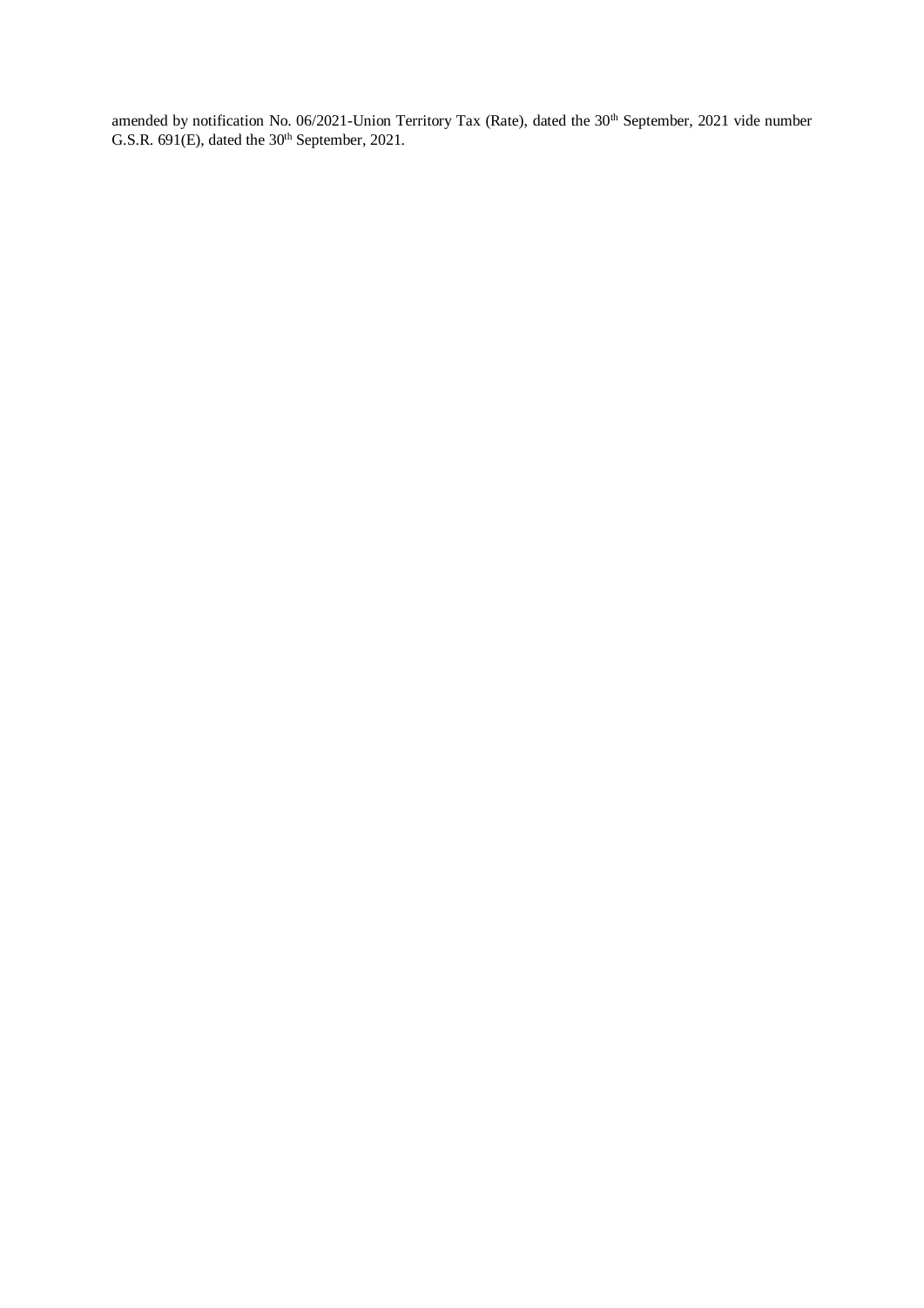amended by notification No. 06/2021-Union Territory Tax (Rate), dated the 30th September, 2021 vide number G.S.R. 691(E), dated the 30th September, 2021.